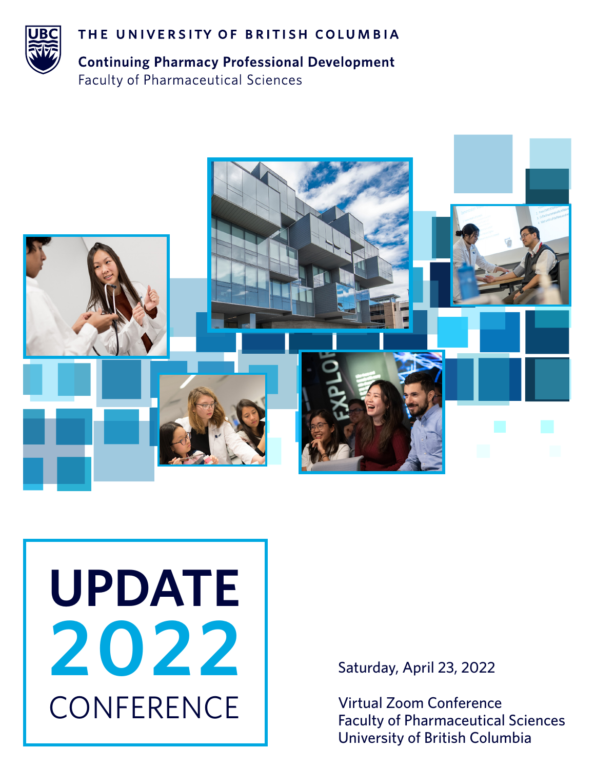THE UNIVERSITY OF BRITISH COLUMBIA

**Continuing Pharmacy Professional Development**
Faculty of Pharmaceutical Sciences

# UPDATE 2022 CONFERENCE

Saturday, April 23, 2022

Virtual Zoom Conference
Faculty of Pharmaceutical Sciences
University of British Columbia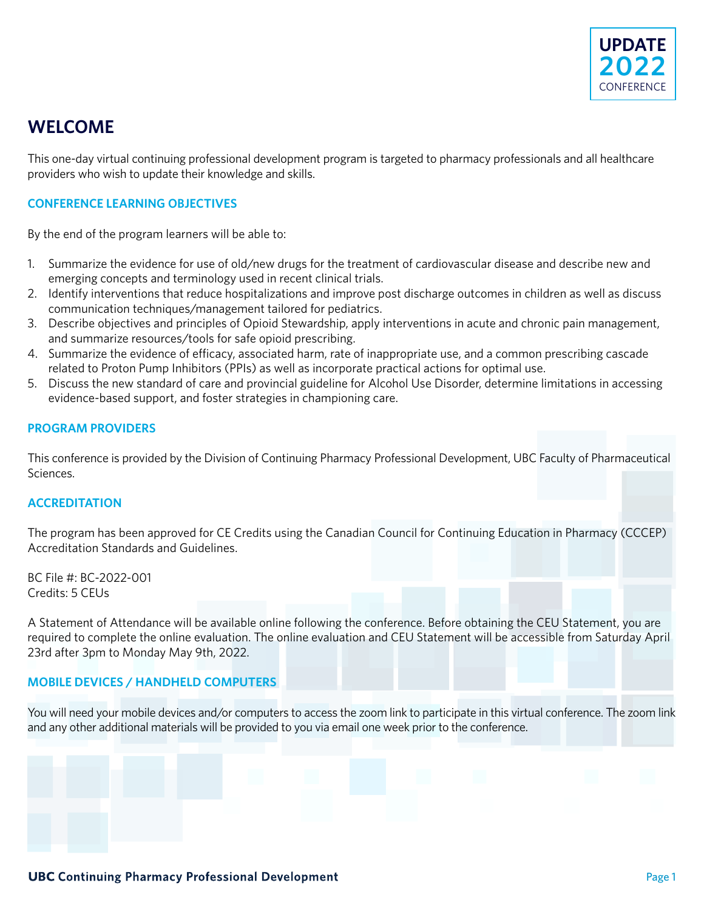UPDATE 2022 CONFERENCE

# WELCOME

This one-day virtual continuing professional development program is targeted to pharmacy professionals and all healthcare providers who wish to update their knowledge and skills.

## CONFERENCE LEARNING OBJECTIVES

By the end of the program learners will be able to:

1. Summarize the evidence for use of old/new drugs for the treatment of cardiovascular disease and describe new and emerging concepts and terminology used in recent clinical trials.
2. Identify interventions that reduce hospitalizations and improve post discharge outcomes in children as well as discuss communication techniques/management tailored for pediatrics.
3. Describe objectives and principles of Opioid Stewardship, apply interventions in acute and chronic pain management, and summarize resources/tools for safe opioid prescribing.
4. Summarize the evidence of efficacy, associated harm, rate of inappropriate use, and a common prescribing cascade related to Proton Pump Inhibitors (PPIs) as well as incorporate practical actions for optimal use.
5. Discuss the new standard of care and provincial guideline for Alcohol Use Disorder, determine limitations in accessing evidence-based support, and foster strategies in championing care.

## PROGRAM PROVIDERS

This conference is provided by the Division of Continuing Pharmacy Professional Development, UBC Faculty of Pharmaceutical Sciences.

## ACCREDITATION

The program has been approved for CE Credits using the Canadian Council for Continuing Education in Pharmacy (CCCEP) Accreditation Standards and Guidelines.

BC File #: BC-2022-001
Credits: 5 CEUs

A Statement of Attendance will be available online following the conference. Before obtaining the CEU Statement, you are required to complete the online evaluation. The online evaluation and CEU Statement will be accessible from Saturday April 23rd after 3pm to Monday May 9th, 2022.

## MOBILE DEVICES / HANDHELD COMPUTERS

You will need your mobile devices and/or computers to access the zoom link to participate in this virtual conference. The zoom link and any other additional materials will be provided to you via email one week prior to the conference.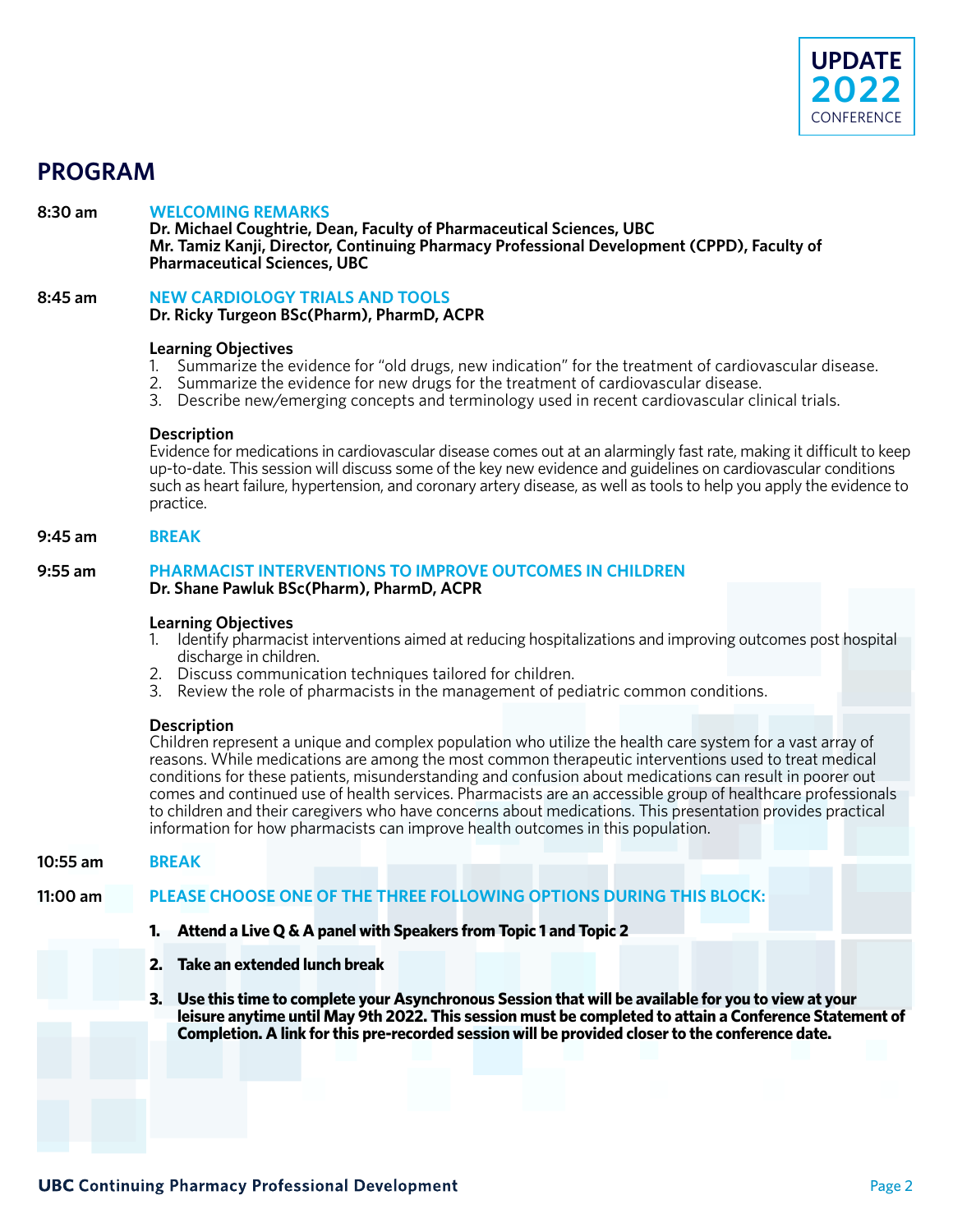## PROGRAM

**8:30 am** **WELCOMING REMARKS**
**Dr. Michael Coughtrie, Dean, Faculty of Pharmaceutical Sciences, UBC**
**Mr. Tamiz Kanji, Director, Continuing Pharmacy Professional Development (CPPD), Faculty of Pharmaceutical Sciences, UBC**

**8:45 am** **NEW CARDIOLOGY TRIALS AND TOOLS**
**Dr. Ricky Turgeon BSc(Pharm), PharmD, ACPR**

**Learning Objectives**

1. Summarize the evidence for "old drugs, new indication" for the treatment of cardiovascular disease.
2. Summarize the evidence for new drugs for the treatment of cardiovascular disease.
3. Describe new/emerging concepts and terminology used in recent cardiovascular clinical trials.

**Description**
Evidence for medications in cardiovascular disease comes out at an alarmingly fast rate, making it difficult to keep up-to-date. This session will discuss some of the key new evidence and guidelines on cardiovascular conditions such as heart failure, hypertension, and coronary artery disease, as well as tools to help you apply the evidence to practice.

**9:45 am** **BREAK**

**9:55 am** **PHARMACIST INTERVENTIONS TO IMPROVE OUTCOMES IN CHILDREN**
**Dr. Shane Pawluk BSc(Pharm), PharmD, ACPR**

**Learning Objectives**

1. Identify pharmacist interventions aimed at reducing hospitalizations and improving outcomes post hospital discharge in children.
2. Discuss communication techniques tailored for children.
3. Review the role of pharmacists in the management of pediatric common conditions.

**Description**
Children represent a unique and complex population who utilize the health care system for a vast array of reasons. While medications are among the most common therapeutic interventions used to treat medical conditions for these patients, misunderstanding and confusion about medications can result in poorer out comes and continued use of health services. Pharmacists are an accessible group of healthcare professionals to children and their caregivers who have concerns about medications. This presentation provides practical information for how pharmacists can improve health outcomes in this population.

**10:55 am** **BREAK**

**11:00 am** **PLEASE CHOOSE ONE OF THE THREE FOLLOWING OPTIONS DURING THIS BLOCK:**

1. **Attend a Live Q & A panel with Speakers from Topic 1 and Topic 2**
2. **Take an extended lunch break**
3. **Use this time to complete your Asynchronous Session that will be available for you to view at your leisure anytime until May 9th 2022. This session must be completed to attain a Conference Statement of Completion. A link for this pre-recorded session will be provided closer to the conference date.**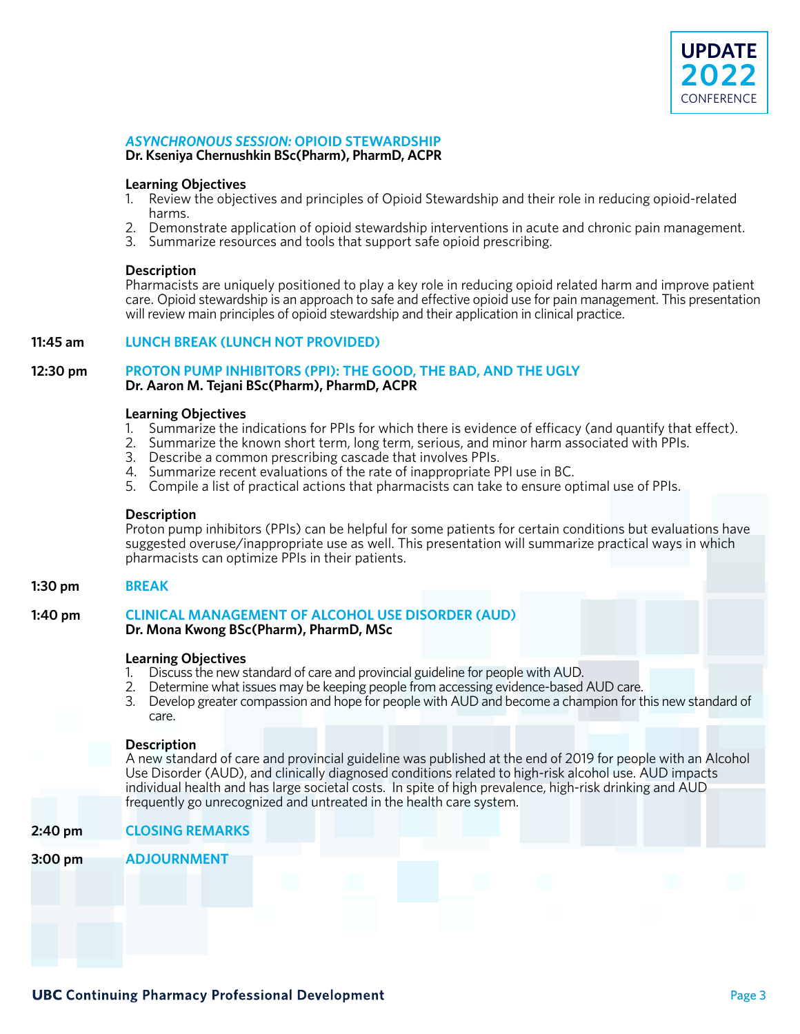## *ASYNCHRONOUS SESSION:* OPIOID STEWARDSHIP

**Dr. Kseniya Chernushkin BSc(Pharm), PharmD, ACPR**

**Learning Objectives**

1. Review the objectives and principles of Opioid Stewardship and their role in reducing opioid-related harms.
2. Demonstrate application of opioid stewardship interventions in acute and chronic pain management.
3. Summarize resources and tools that support safe opioid prescribing.

**Description**

Pharmacists are uniquely positioned to play a key role in reducing opioid related harm and improve patient care. Opioid stewardship is an approach to safe and effective opioid use for pain management. This presentation will review main principles of opioid stewardship and their application in clinical practice.

**11:45 am** **LUNCH BREAK (LUNCH NOT PROVIDED)**

**12:30 pm** **PROTON PUMP INHIBITORS (PPI): THE GOOD, THE BAD, AND THE UGLY**

**Dr. Aaron M. Tejani BSc(Pharm), PharmD, ACPR**

**Learning Objectives**

1. Summarize the indications for PPIs for which there is evidence of efficacy (and quantify that effect).
2. Summarize the known short term, long term, serious, and minor harm associated with PPIs.
3. Describe a common prescribing cascade that involves PPIs.
4. Summarize recent evaluations of the rate of inappropriate PPI use in BC.
5. Compile a list of practical actions that pharmacists can take to ensure optimal use of PPIs.

**Description**

Proton pump inhibitors (PPIs) can be helpful for some patients for certain conditions but evaluations have suggested overuse/inappropriate use as well. This presentation will summarize practical ways in which pharmacists can optimize PPIs in their patients.

**1:30 pm** **BREAK**

**1:40 pm** **CLINICAL MANAGEMENT OF ALCOHOL USE DISORDER (AUD)**

**Dr. Mona Kwong BSc(Pharm), PharmD, MSc**

**Learning Objectives**

1. Discuss the new standard of care and provincial guideline for people with AUD.
2. Determine what issues may be keeping people from accessing evidence-based AUD care.
3. Develop greater compassion and hope for people with AUD and become a champion for this new standard of care.

**Description**

A new standard of care and provincial guideline was published at the end of 2019 for people with an Alcohol Use Disorder (AUD), and clinically diagnosed conditions related to high-risk alcohol use. AUD impacts individual health and has large societal costs. In spite of high prevalence, high-risk drinking and AUD frequently go unrecognized and untreated in the health care system.

**2:40 pm** **CLOSING REMARKS**

**3:00 pm** **ADJOURNMENT**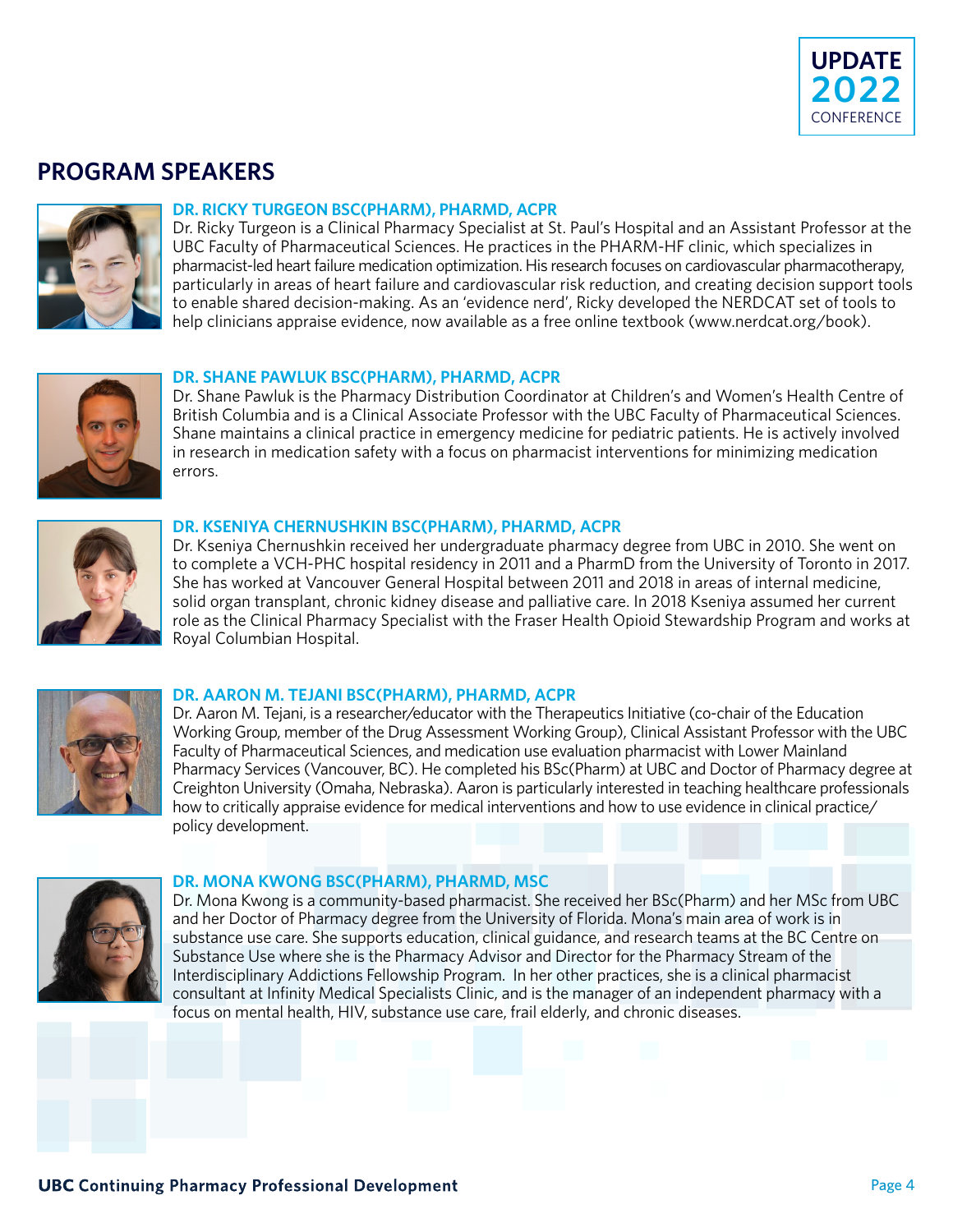## PROGRAM SPEAKERS

### DR. RICKY TURGEON BSC(PHARM), PHARMD, ACPR

Dr. Ricky Turgeon is a Clinical Pharmacy Specialist at St. Paul's Hospital and an Assistant Professor at the UBC Faculty of Pharmaceutical Sciences. He practices in the PHARM-HF clinic, which specializes in pharmacist-led heart failure medication optimization. His research focuses on cardiovascular pharmacotherapy, particularly in areas of heart failure and cardiovascular risk reduction, and creating decision support tools to enable shared decision-making. As an 'evidence nerd', Ricky developed the NERDCAT set of tools to help clinicians appraise evidence, now available as a free online textbook (www.nerdcat.org/book).

### DR. SHANE PAWLUK BSC(PHARM), PHARMD, ACPR

Dr. Shane Pawluk is the Pharmacy Distribution Coordinator at Children's and Women's Health Centre of British Columbia and is a Clinical Associate Professor with the UBC Faculty of Pharmaceutical Sciences. Shane maintains a clinical practice in emergency medicine for pediatric patients. He is actively involved in research in medication safety with a focus on pharmacist interventions for minimizing medication errors.

### DR. KSENIYA CHERNUSHKIN BSC(PHARM), PHARMD, ACPR

Dr. Kseniya Chernushkin received her undergraduate pharmacy degree from UBC in 2010. She went on to complete a VCH-PHC hospital residency in 2011 and a PharmD from the University of Toronto in 2017. She has worked at Vancouver General Hospital between 2011 and 2018 in areas of internal medicine, solid organ transplant, chronic kidney disease and palliative care. In 2018 Kseniya assumed her current role as the Clinical Pharmacy Specialist with the Fraser Health Opioid Stewardship Program and works at Royal Columbian Hospital.

### DR. AARON M. TEJANI BSC(PHARM), PHARMD, ACPR

Dr. Aaron M. Tejani, is a researcher/educator with the Therapeutics Initiative (co-chair of the Education Working Group, member of the Drug Assessment Working Group), Clinical Assistant Professor with the UBC Faculty of Pharmaceutical Sciences, and medication use evaluation pharmacist with Lower Mainland Pharmacy Services (Vancouver, BC). He completed his BSc(Pharm) at UBC and Doctor of Pharmacy degree at Creighton University (Omaha, Nebraska). Aaron is particularly interested in teaching healthcare professionals how to critically appraise evidence for medical interventions and how to use evidence in clinical practice/ policy development.

### DR. MONA KWONG BSC(PHARM), PHARMD, MSC

Dr. Mona Kwong is a community-based pharmacist. She received her BSc(Pharm) and her MSc from UBC and her Doctor of Pharmacy degree from the University of Florida. Mona's main area of work is in substance use care. She supports education, clinical guidance, and research teams at the BC Centre on Substance Use where she is the Pharmacy Advisor and Director for the Pharmacy Stream of the Interdisciplinary Addictions Fellowship Program. In her other practices, she is a clinical pharmacist consultant at Infinity Medical Specialists Clinic, and is the manager of an independent pharmacy with a focus on mental health, HIV, substance use care, frail elderly, and chronic diseases.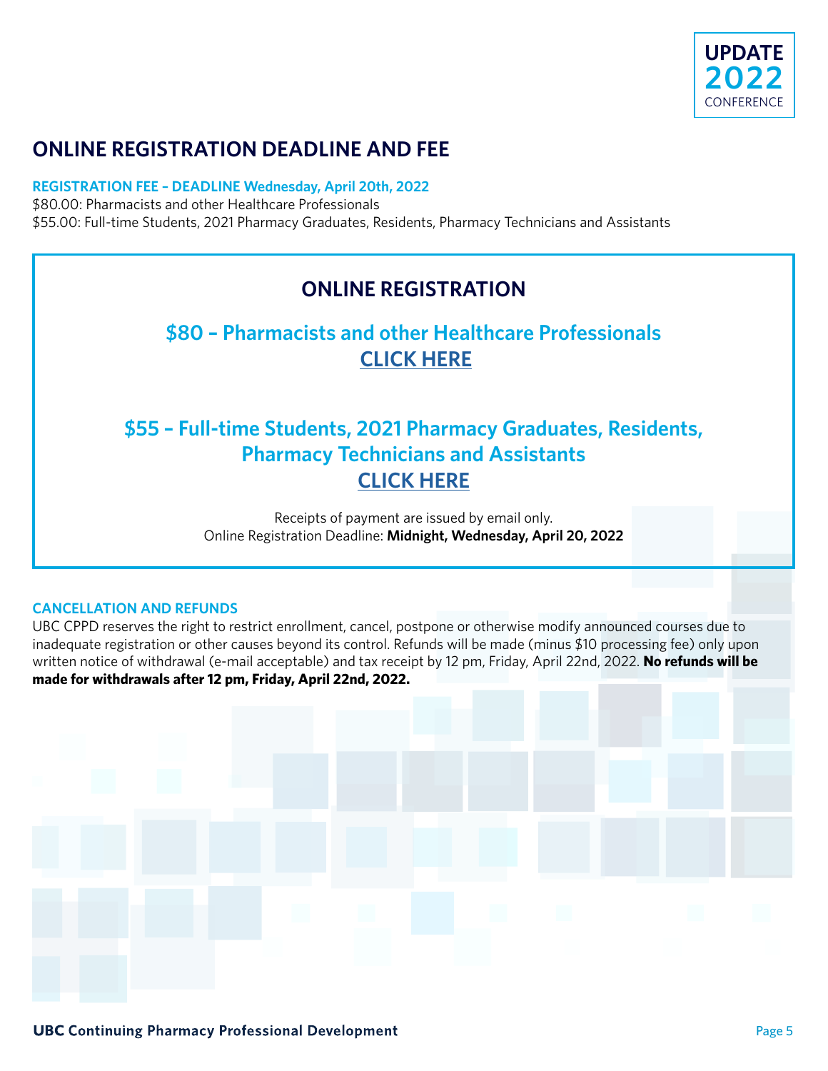## ONLINE REGISTRATION DEADLINE AND FEE

**REGISTRATION FEE – DEADLINE Wednesday, April 20th, 2022**

$80.00: Pharmacists and other Healthcare Professionals
$55.00: Full-time Students, 2021 Pharmacy Graduates, Residents, Pharmacy Technicians and Assistants

### ONLINE REGISTRATION

**$80 – Pharmacists and other Healthcare Professionals**
**CLICK HERE**

**$55 – Full-time Students, 2021 Pharmacy Graduates, Residents, Pharmacy Technicians and Assistants**
**CLICK HERE**

Receipts of payment are issued by email only.
Online Registration Deadline: **Midnight, Wednesday, April 20, 2022**

**CANCELLATION AND REFUNDS**

UBC CPPD reserves the right to restrict enrollment, cancel, postpone or otherwise modify announced courses due to inadequate registration or other causes beyond its control. Refunds will be made (minus $10 processing fee) only upon written notice of withdrawal (e-mail acceptable) and tax receipt by 12 pm, Friday, April 22nd, 2022. **No refunds will be made for withdrawals after 12 pm, Friday, April 22nd, 2022.**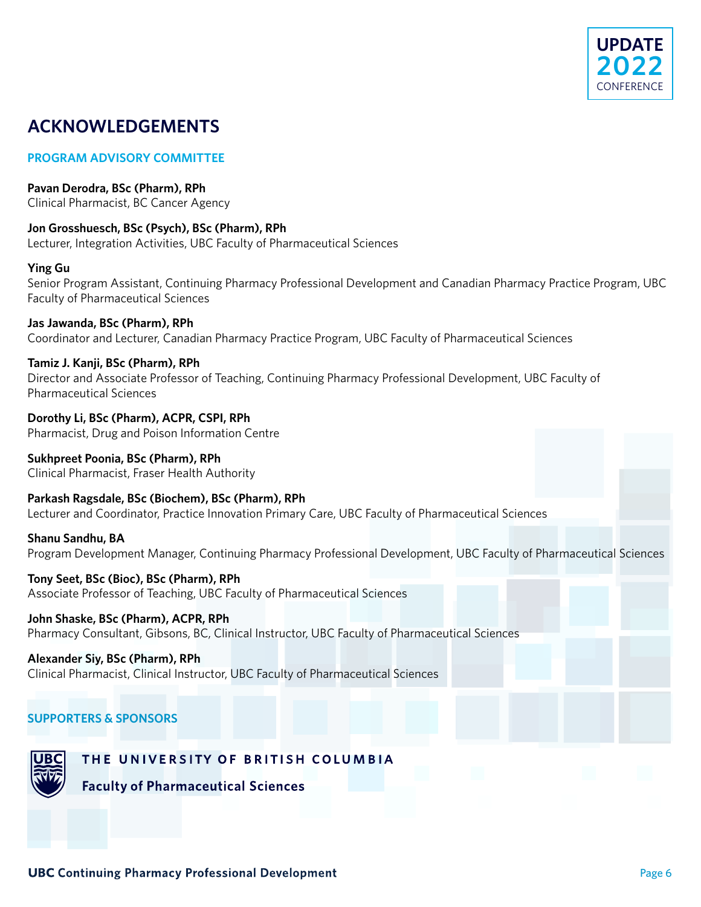## ACKNOWLEDGEMENTS

### PROGRAM ADVISORY COMMITTEE

**Pavan Derodra, BSc (Pharm), RPh**
Clinical Pharmacist, BC Cancer Agency

**Jon Grosshuesch, BSc (Psych), BSc (Pharm), RPh**
Lecturer, Integration Activities, UBC Faculty of Pharmaceutical Sciences

**Ying Gu**
Senior Program Assistant, Continuing Pharmacy Professional Development and Canadian Pharmacy Practice Program, UBC Faculty of Pharmaceutical Sciences

**Jas Jawanda, BSc (Pharm), RPh**
Coordinator and Lecturer, Canadian Pharmacy Practice Program, UBC Faculty of Pharmaceutical Sciences

**Tamiz J. Kanji, BSc (Pharm), RPh**
Director and Associate Professor of Teaching, Continuing Pharmacy Professional Development, UBC Faculty of Pharmaceutical Sciences

**Dorothy Li, BSc (Pharm), ACPR, CSPI, RPh**
Pharmacist, Drug and Poison Information Centre

**Sukhpreet Poonia, BSc (Pharm), RPh**
Clinical Pharmacist, Fraser Health Authority

**Parkash Ragsdale, BSc (Biochem), BSc (Pharm), RPh**
Lecturer and Coordinator, Practice Innovation Primary Care, UBC Faculty of Pharmaceutical Sciences

**Shanu Sandhu, BA**
Program Development Manager, Continuing Pharmacy Professional Development, UBC Faculty of Pharmaceutical Sciences

**Tony Seet, BSc (Bioc), BSc (Pharm), RPh**
Associate Professor of Teaching, UBC Faculty of Pharmaceutical Sciences

**John Shaske, BSc (Pharm), ACPR, RPh**
Pharmacy Consultant, Gibsons, BC, Clinical Instructor, UBC Faculty of Pharmaceutical Sciences

**Alexander Siy, BSc (Pharm), RPh**
Clinical Pharmacist, Clinical Instructor, UBC Faculty of Pharmaceutical Sciences

### SUPPORTERS & SPONSORS

THE UNIVERSITY OF BRITISH COLUMBIA
Faculty of Pharmaceutical Sciences